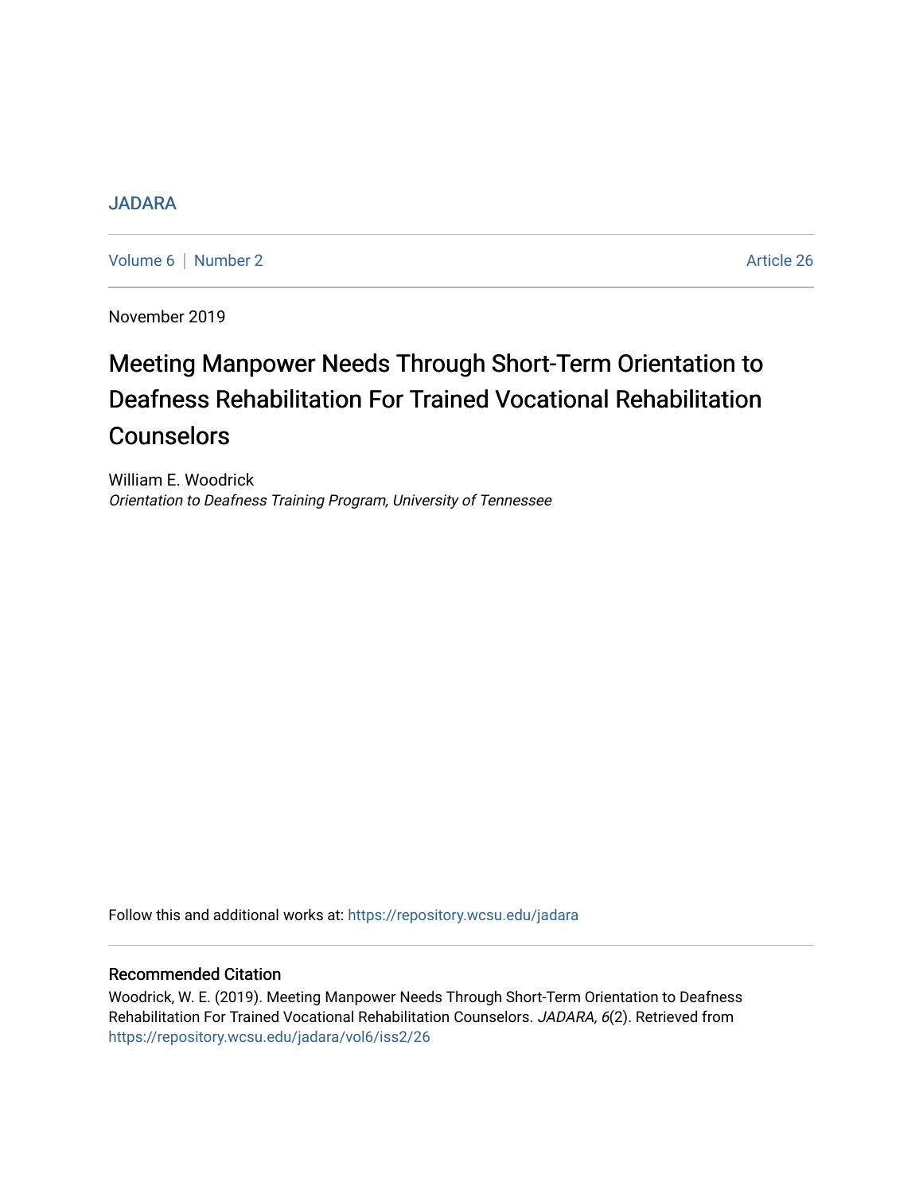JADARA

Volume 6 | Number 2 — Article 26

November 2019

# Meeting Manpower Needs Through Short-Term Orientation to Deafness Rehabilitation For Trained Vocational Rehabilitation Counselors

William E. Woodrick
*Orientation to Deafness Training Program, University of Tennessee*

Follow this and additional works at: https://repository.wcsu.edu/jadara

## Recommended Citation

Woodrick, W. E. (2019). Meeting Manpower Needs Through Short-Term Orientation to Deafness Rehabilitation For Trained Vocational Rehabilitation Counselors. *JADARA, 6*(2). Retrieved from https://repository.wcsu.edu/jadara/vol6/iss2/26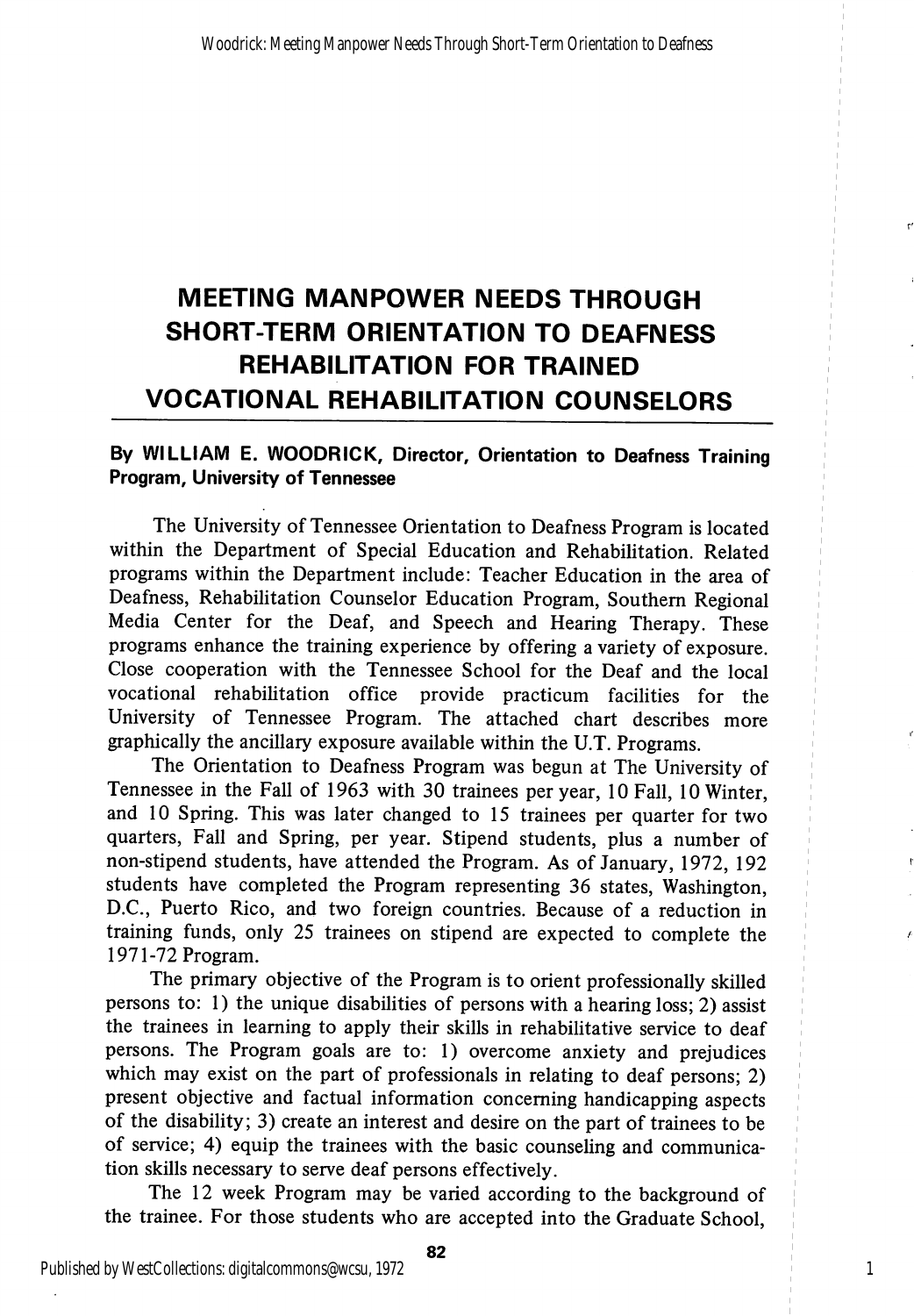# MEETING MANPOWER NEEDS THROUGH SHORT-TERM ORIENTATION TO DEAFNESS REHABILITATION FOR TRAINED VOCATIONAL REHABILITATION COUNSELORS

**By WILLIAM E. WOODRICK, Director, Orientation to Deafness Training Program, University of Tennessee**

The University of Tennessee Orientation to Deafness Program is located within the Department of Special Education and Rehabilitation. Related programs within the Department include: Teacher Education in the area of Deafness, Rehabilitation Counselor Education Program, Southern Regional Media Center for the Deaf, and Speech and Hearing Therapy. These programs enhance the training experience by offering a variety of exposure. Close cooperation with the Tennessee School for the Deaf and the local vocational rehabilitation office provide practicum facilities for the University of Tennessee Program. The attached chart describes more graphically the ancillary exposure available within the U.T. Programs.

The Orientation to Deafness Program was begun at The University of Tennessee in the Fall of 1963 with 30 trainees per year, 10 Fall, 10 Winter, and 10 Spring. This was later changed to 15 trainees per quarter for two quarters, Fall and Spring, per year. Stipend students, plus a number of non-stipend students, have attended the Program. As of January, 1972, 192 students have completed the Program representing 36 states, Washington, D.C., Puerto Rico, and two foreign countries. Because of a reduction in training funds, only 25 trainees on stipend are expected to complete the 1971-72 Program.

The primary objective of the Program is to orient professionally skilled persons to: 1) the unique disabilities of persons with a hearing loss; 2) assist the trainees in learning to apply their skills in rehabilitative service to deaf persons. The Program goals are to: 1) overcome anxiety and prejudices which may exist on the part of professionals in relating to deaf persons; 2) present objective and factual information concerning handicapping aspects of the disability; 3) create an interest and desire on the part of trainees to be of service; 4) equip the trainees with the basic counseling and communication skills necessary to serve deaf persons effectively.

The 12 week Program may be varied according to the background of the trainee. For those students who are accepted into the Graduate School,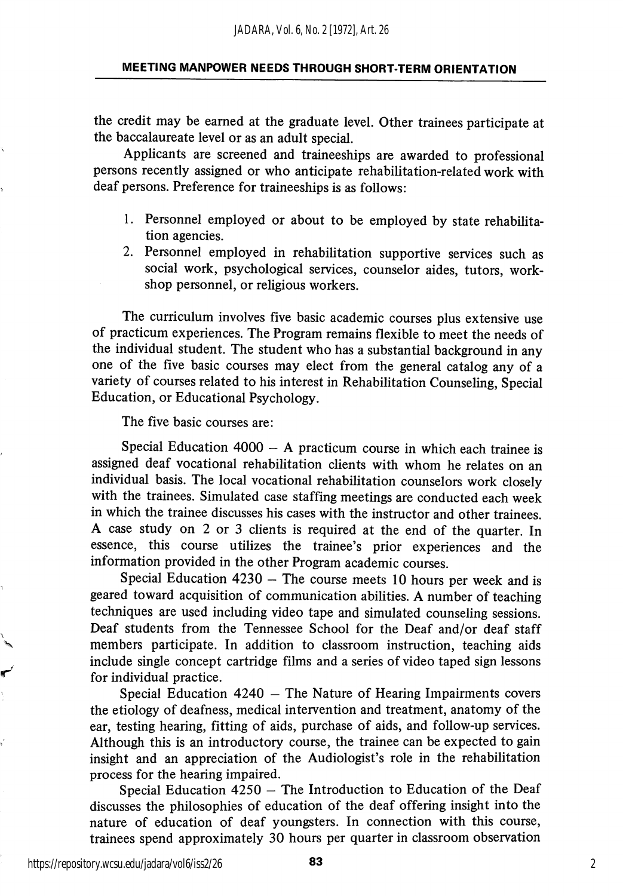the credit may be earned at the graduate level. Other trainees participate at the baccalaureate level or as an adult special.

Applicants are screened and traineeships are awarded to professional persons recently assigned or who anticipate rehabilitation-related work with deaf persons. Preference for traineeships is as follows:

1. Personnel employed or about to be employed by state rehabilitation agencies.
2. Personnel employed in rehabilitation supportive services such as social work, psychological services, counselor aides, tutors, workshop personnel, or religious workers.

The curriculum involves five basic academic courses plus extensive use of practicum experiences. The Program remains flexible to meet the needs of the individual student. The student who has a substantial background in any one of the five basic courses may elect from the general catalog any of a variety of courses related to his interest in Rehabilitation Counseling, Special Education, or Educational Psychology.

The five basic courses are:

Special Education 4000 – A practicum course in which each trainee is assigned deaf vocational rehabilitation clients with whom he relates on an individual basis. The local vocational rehabilitation counselors work closely with the trainees. Simulated case staffing meetings are conducted each week in which the trainee discusses his cases with the instructor and other trainees. A case study on 2 or 3 clients is required at the end of the quarter. In essence, this course utilizes the trainee's prior experiences and the information provided in the other Program academic courses.

Special Education 4230 – The course meets 10 hours per week and is geared toward acquisition of communication abilities. A number of teaching techniques are used including video tape and simulated counseling sessions. Deaf students from the Tennessee School for the Deaf and/or deaf staff members participate. In addition to classroom instruction, teaching aids include single concept cartridge films and a series of video taped sign lessons for individual practice.

Special Education 4240 – The Nature of Hearing Impairments covers the etiology of deafness, medical intervention and treatment, anatomy of the ear, testing hearing, fitting of aids, purchase of aids, and follow-up services. Although this is an introductory course, the trainee can be expected to gain insight and an appreciation of the Audiologist's role in the rehabilitation process for the hearing impaired.

Special Education 4250 – The Introduction to Education of the Deaf discusses the philosophies of education of the deaf offering insight into the nature of education of deaf youngsters. In connection with this course, trainees spend approximately 30 hours per quarter in classroom observation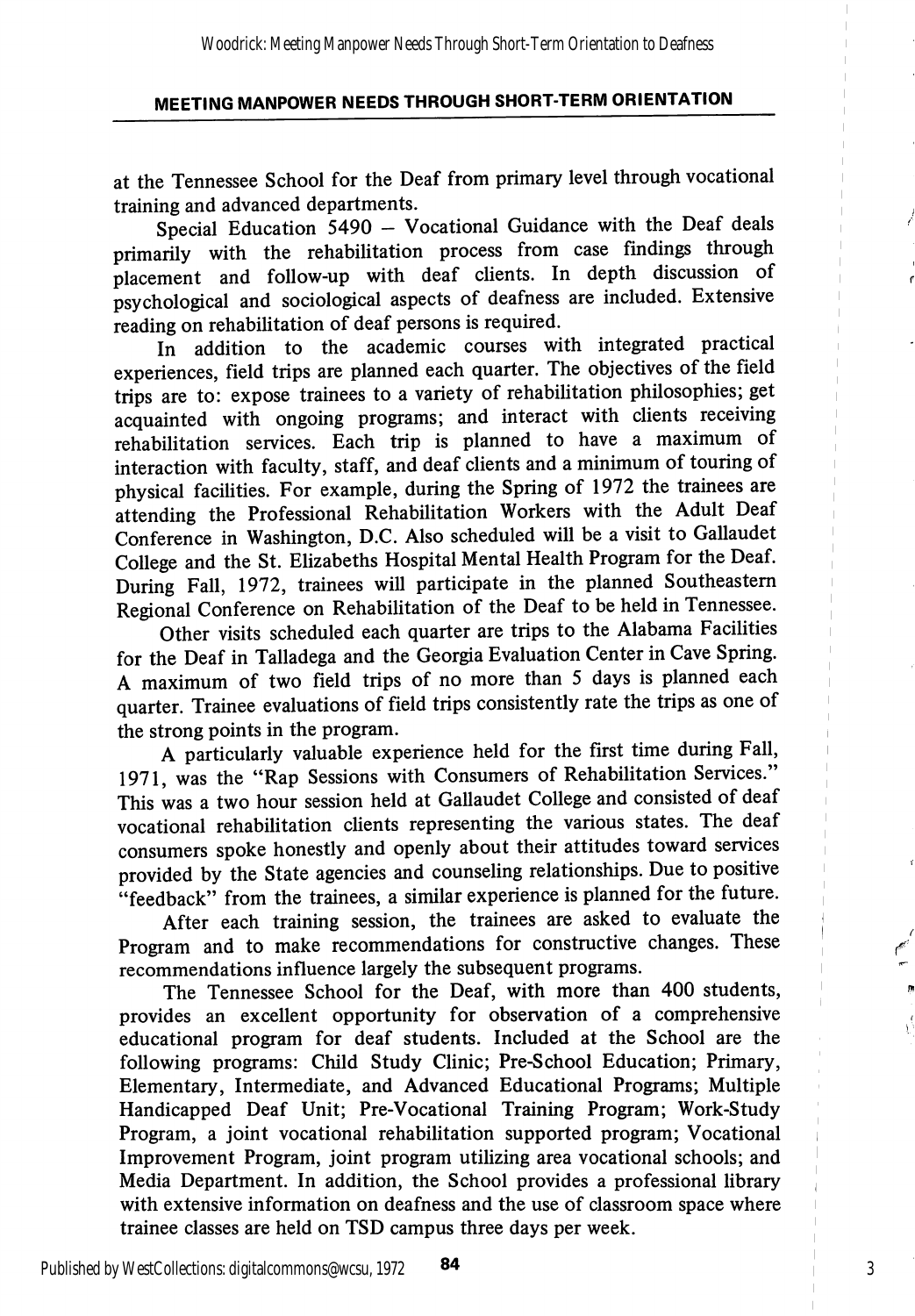at the Tennessee School for the Deaf from primary level through vocational training and advanced departments.

Special Education 5490 – Vocational Guidance with the Deaf deals primarily with the rehabilitation process from case findings through placement and follow-up with deaf clients. In depth discussion of psychological and sociological aspects of deafness are included. Extensive reading on rehabilitation of deaf persons is required.

In addition to the academic courses with integrated practical experiences, field trips are planned each quarter. The objectives of the field trips are to: expose trainees to a variety of rehabilitation philosophies; get acquainted with ongoing programs; and interact with clients receiving rehabilitation services. Each trip is planned to have a maximum of interaction with faculty, staff, and deaf clients and a minimum of touring of physical facilities. For example, during the Spring of 1972 the trainees are attending the Professional Rehabilitation Workers with the Adult Deaf Conference in Washington, D.C. Also scheduled will be a visit to Gallaudet College and the St. Elizabeths Hospital Mental Health Program for the Deaf. During Fall, 1972, trainees will participate in the planned Southeastern Regional Conference on Rehabilitation of the Deaf to be held in Tennessee.

Other visits scheduled each quarter are trips to the Alabama Facilities for the Deaf in Talladega and the Georgia Evaluation Center in Cave Spring. A maximum of two field trips of no more than 5 days is planned each quarter. Trainee evaluations of field trips consistently rate the trips as one of the strong points in the program.

A particularly valuable experience held for the first time during Fall, 1971, was the "Rap Sessions with Consumers of Rehabilitation Services." This was a two hour session held at Gallaudet College and consisted of deaf vocational rehabilitation clients representing the various states. The deaf consumers spoke honestly and openly about their attitudes toward services provided by the State agencies and counseling relationships. Due to positive "feedback" from the trainees, a similar experience is planned for the future.

After each training session, the trainees are asked to evaluate the Program and to make recommendations for constructive changes. These recommendations influence largely the subsequent programs.

The Tennessee School for the Deaf, with more than 400 students, provides an excellent opportunity for observation of a comprehensive educational program for deaf students. Included at the School are the following programs: Child Study Clinic; Pre-School Education; Primary, Elementary, Intermediate, and Advanced Educational Programs; Multiple Handicapped Deaf Unit; Pre-Vocational Training Program; Work-Study Program, a joint vocational rehabilitation supported program; Vocational Improvement Program, joint program utilizing area vocational schools; and Media Department. In addition, the School provides a professional library with extensive information on deafness and the use of classroom space where trainee classes are held on TSD campus three days per week.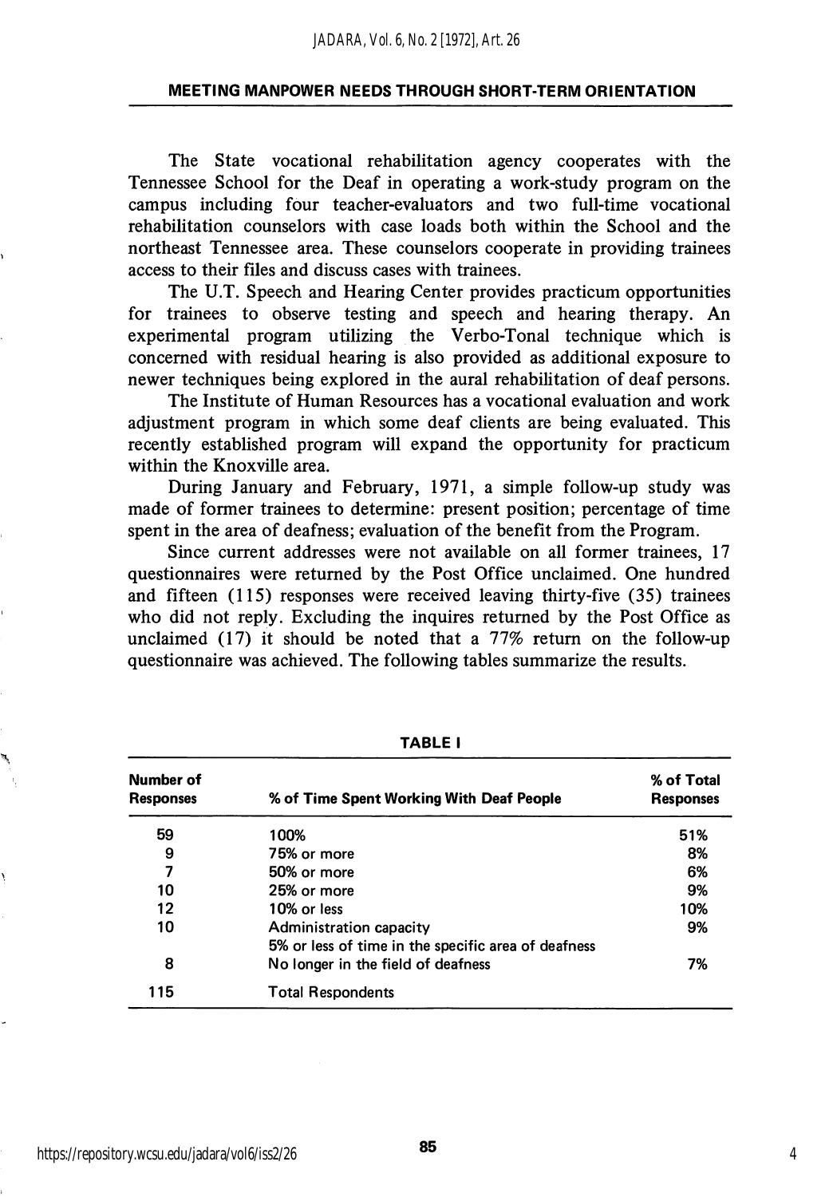The State vocational rehabilitation agency cooperates with the Tennessee School for the Deaf in operating a work-study program on the campus including four teacher-evaluators and two full-time vocational rehabilitation counselors with case loads both within the School and the northeast Tennessee area. These counselors cooperate in providing trainees access to their files and discuss cases with trainees.

The U.T. Speech and Hearing Center provides practicum opportunities for trainees to observe testing and speech and hearing therapy. An experimental program utilizing the Verbo-Tonal technique which is concerned with residual hearing is also provided as additional exposure to newer techniques being explored in the aural rehabilitation of deaf persons.

The Institute of Human Resources has a vocational evaluation and work adjustment program in which some deaf clients are being evaluated. This recently established program will expand the opportunity for practicum within the Knoxville area.

During January and February, 1971, a simple follow-up study was made of former trainees to determine: present position; percentage of time spent in the area of deafness; evaluation of the benefit from the Program.

Since current addresses were not available on all former trainees, 17 questionnaires were returned by the Post Office unclaimed. One hundred and fifteen (115) responses were received leaving thirty-five (35) trainees who did not reply. Excluding the inquires returned by the Post Office as unclaimed (17) it should be noted that a 77% return on the follow-up questionnaire was achieved. The following tables summarize the results.

**TABLE I**

| Number of Responses | % of Time Spent Working With Deaf People | % of Total Responses |
|---|---|---|
| 59 | 100% | 51% |
| 9 | 75% or more | 8% |
| 7 | 50% or more | 6% |
| 10 | 25% or more | 9% |
| 12 | 10% or less | 10% |
| 10 | Administration capacity 5% or less of time in the specific area of deafness | 9% |
| 8 | No longer in the field of deafness | 7% |
| 115 | Total Respondents | |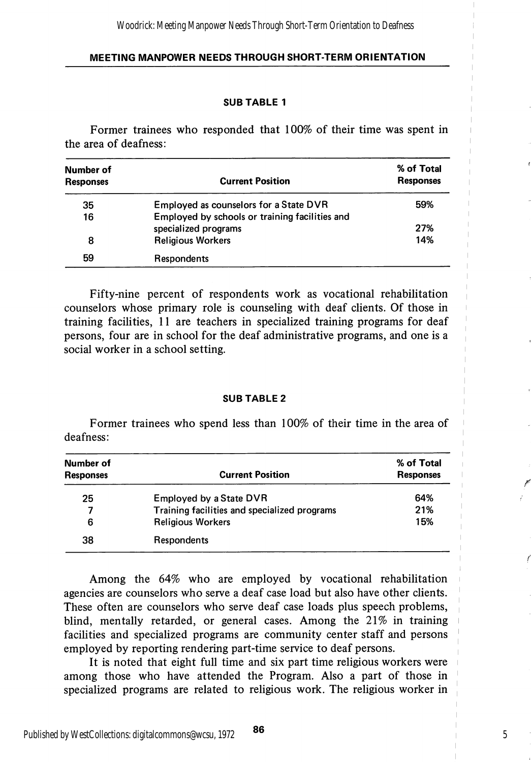### SUB TABLE 1

Former trainees who responded that 100% of their time was spent in the area of deafness:

| Number of Responses | Current Position | % of Total Responses |
|---|---|---|
| 35 | Employed as counselors for a State DVR | 59% |
| 16 | Employed by schools or training facilities and specialized programs | 27% |
| 8 | Religious Workers | 14% |
| 59 | Respondents | |

Fifty-nine percent of respondents work as vocational rehabilitation counselors whose primary role is counseling with deaf clients. Of those in training facilities, 11 are teachers in specialized training programs for deaf persons, four are in school for the deaf administrative programs, and one is a social worker in a school setting.

### SUB TABLE 2

Former trainees who spend less than 100% of their time in the area of deafness:

| Number of Responses | Current Position | % of Total Responses |
|---|---|---|
| 25 | Employed by a State DVR | 64% |
| 7 | Training facilities and specialized programs | 21% |
| 6 | Religious Workers | 15% |
| 38 | Respondents | |

Among the 64% who are employed by vocational rehabilitation agencies are counselors who serve a deaf case load but also have other clients. These often are counselors who serve deaf case loads plus speech problems, blind, mentally retarded, or general cases. Among the 21% in training facilities and specialized programs are community center staff and persons employed by reporting rendering part-time service to deaf persons.

It is noted that eight full time and six part time religious workers were among those who have attended the Program. Also a part of those in specialized programs are related to religious work. The religious worker in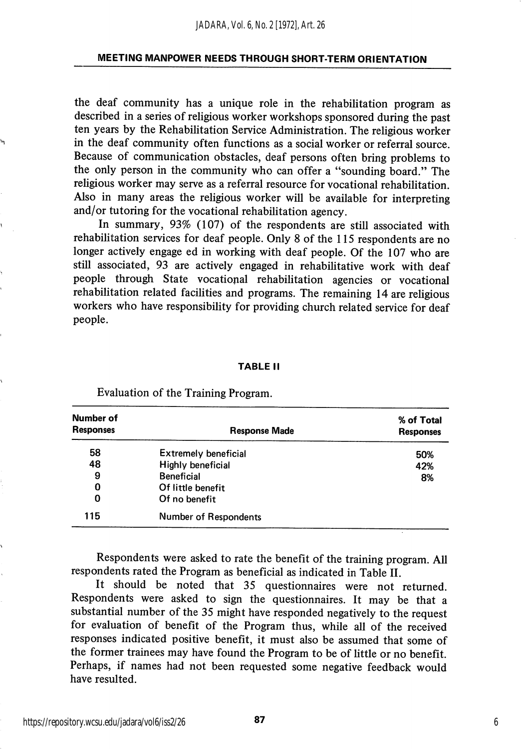the deaf community has a unique role in the rehabilitation program as described in a series of religious worker workshops sponsored during the past ten years by the Rehabilitation Service Administration. The religious worker in the deaf community often functions as a social worker or referral source. Because of communication obstacles, deaf persons often bring problems to the only person in the community who can offer a "sounding board." The religious worker may serve as a referral resource for vocational rehabilitation. Also in many areas the religious worker will be available for interpreting and/or tutoring for the vocational rehabilitation agency.

In summary, 93% (107) of the respondents are still associated with rehabilitation services for deaf people. Only 8 of the 115 respondents are no longer actively engage ed in working with deaf people. Of the 107 who are still associated, 93 are actively engaged in rehabilitative work with deaf people through State vocational rehabilitation agencies or vocational rehabilitation related facilities and programs. The remaining 14 are religious workers who have responsibility for providing church related service for deaf people.

**TABLE II**

Evaluation of the Training Program.

| Number of Responses | Response Made | % of Total Responses |
|---|---|---|
| 58 | Extremely beneficial | 50% |
| 48 | Highly beneficial | 42% |
| 9 | Beneficial | 8% |
| 0 | Of little benefit | |
| 0 | Of no benefit | |
| 115 | Number of Respondents | |

Respondents were asked to rate the benefit of the training program. All respondents rated the Program as beneficial as indicated in Table II.

It should be noted that 35 questionnaires were not returned. Respondents were asked to sign the questionnaires. It may be that a substantial number of the 35 might have responded negatively to the request for evaluation of benefit of the Program thus, while all of the received responses indicated positive benefit, it must also be assumed that some of the former trainees may have found the Program to be of little or no benefit. Perhaps, if names had not been requested some negative feedback would have resulted.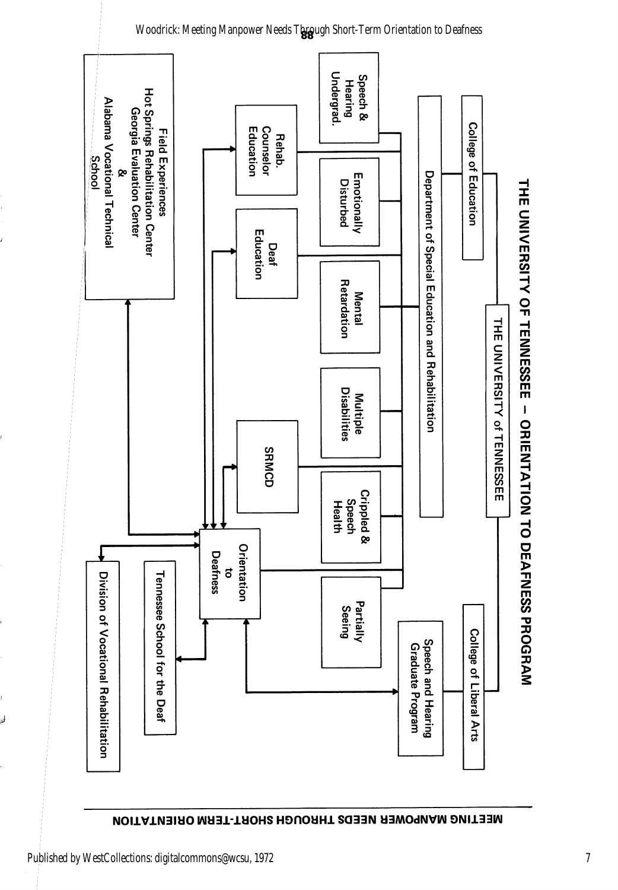# THE UNIVERSITY OF TENNESSEE — ORIENTATION TO DEAFNESS PROGRAM

THE UNIVERSITY of TENNESSEE

College of Education

College of Liberal Arts

Department of Special Education and Rehabilitation

Speech and Hearing Graduate Program

Speech & Hearing Undergrad.

Emotionally Disturbed

Mental Retardation

Multiple Disabilities

Crippled & Speech Health

Partially Seeing

Rehab. Counselor Education

Deaf Education

SRMCD

Orientation to Deafness

Field Experiences
Hot Springs Rehabilitation Center
Georgia Evaluation Center
&
Alabama Vocational Technical School

Tennessee School for the Deaf

Division of Vocational Rehabilitation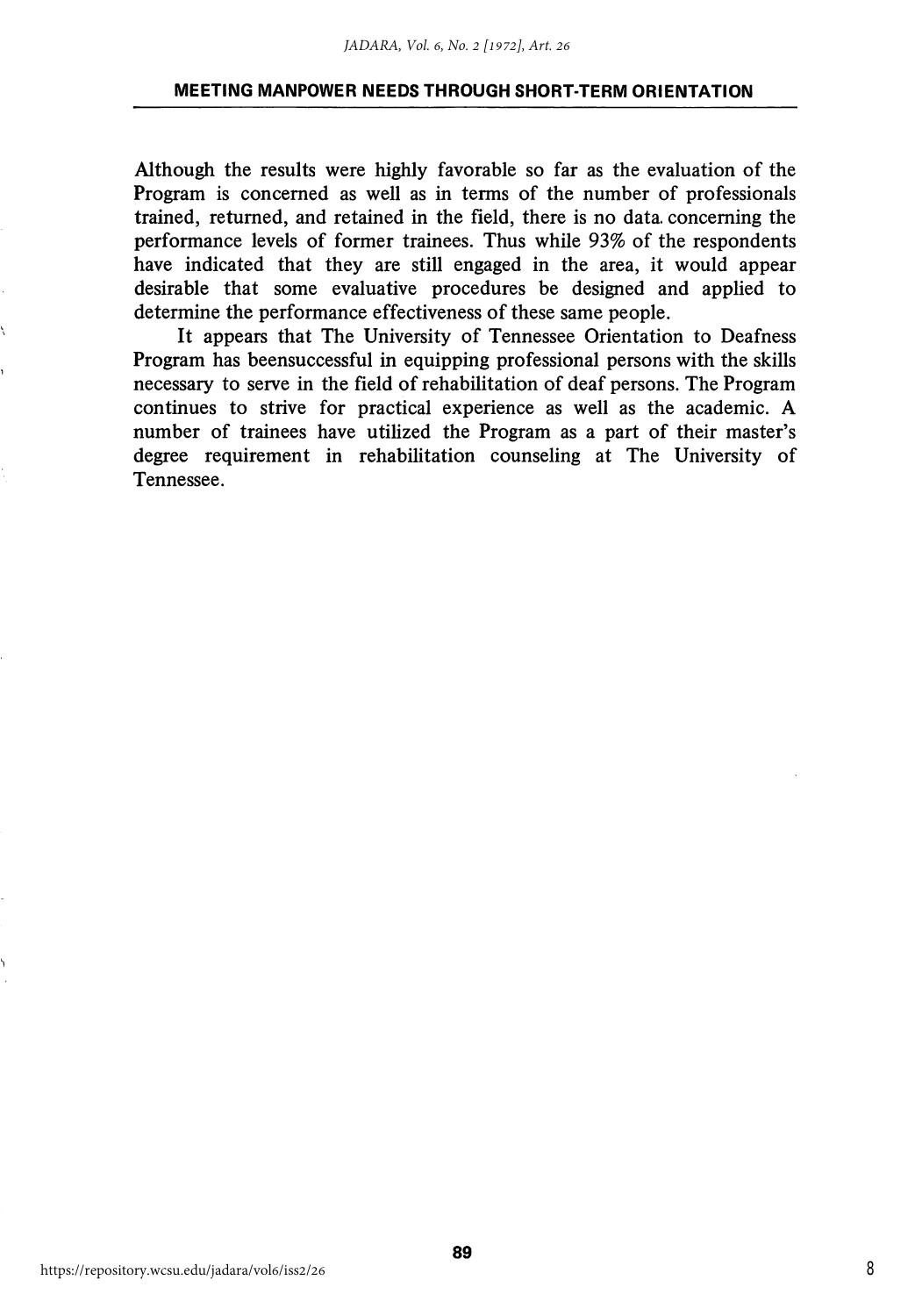Although the results were highly favorable so far as the evaluation of the Program is concerned as well as in terms of the number of professionals trained, returned, and retained in the field, there is no data concerning the performance levels of former trainees. Thus while 93% of the respondents have indicated that they are still engaged in the area, it would appear desirable that some evaluative procedures be designed and applied to determine the performance effectiveness of these same people.

It appears that The University of Tennessee Orientation to Deafness Program has beensuccessful in equipping professional persons with the skills necessary to serve in the field of rehabilitation of deaf persons. The Program continues to strive for practical experience as well as the academic. A number of trainees have utilized the Program as a part of their master's degree requirement in rehabilitation counseling at The University of Tennessee.